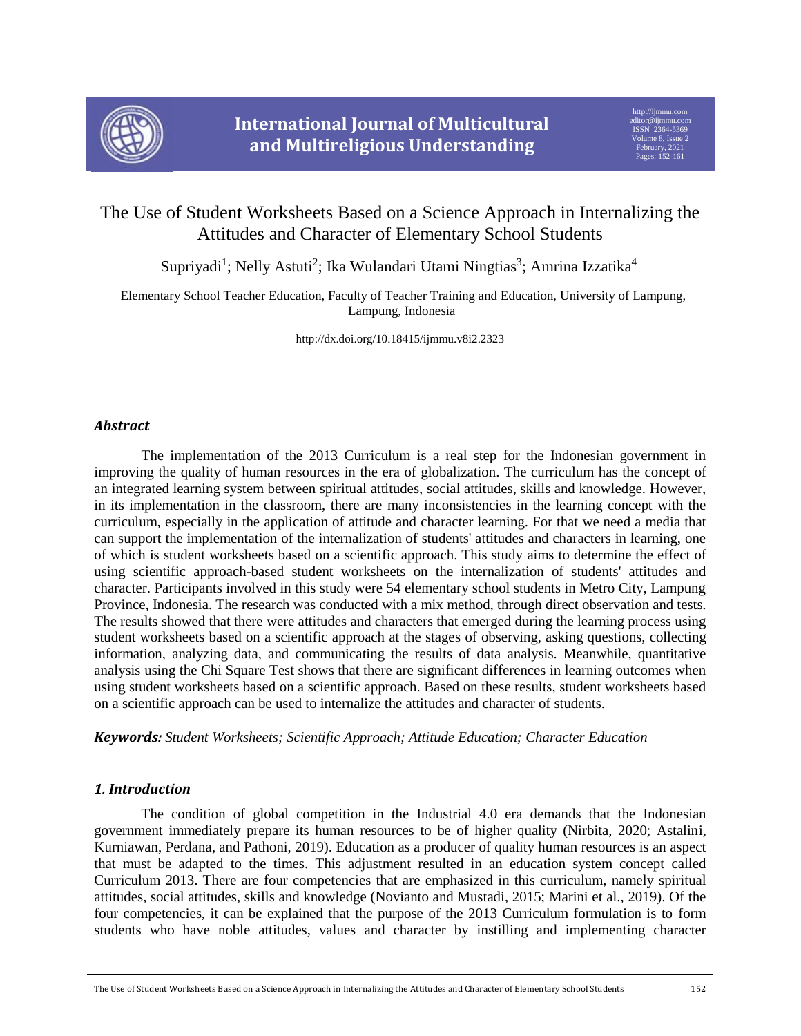# The Use of Student Worksheets Based on a Science Approach in Internalizing the Attitudes and Character of Elementary School Students

Supriyadi[1]; Nelly Astuti[2]; Ika Wulandari Utami Ningtias[3]; Amrina Izzatika[4]

Elementary School Teacher Education, Faculty of Teacher Training and Education, University of Lampung, Lampung, Indonesia

http://dx.doi.org/10.18415/ijmmu.v8i2.2323

## *Abstract*

The implementation of the 2013 Curriculum is a real step for the Indonesian government in improving the quality of human resources in the era of globalization. The curriculum has the concept of an integrated learning system between spiritual attitudes, social attitudes, skills and knowledge. However, in its implementation in the classroom, there are many inconsistencies in the learning concept with the curriculum, especially in the application of attitude and character learning. For that we need a media that can support the implementation of the internalization of students' attitudes and characters in learning, one of which is student worksheets based on a scientific approach. This study aims to determine the effect of using scientific approach-based student worksheets on the internalization of students' attitudes and character. Participants involved in this study were 54 elementary school students in Metro City, Lampung Province, Indonesia. The research was conducted with a mix method, through direct observation and tests. The results showed that there were attitudes and characters that emerged during the learning process using student worksheets based on a scientific approach at the stages of observing, asking questions, collecting information, analyzing data, and communicating the results of data analysis. Meanwhile, quantitative analysis using the Chi Square Test shows that there are significant differences in learning outcomes when using student worksheets based on a scientific approach. Based on these results, student worksheets based on a scientific approach can be used to internalize the attitudes and character of students.

***Keywords:*** *Student Worksheets; Scientific Approach; Attitude Education; Character Education*

## *1. Introduction*

The condition of global competition in the Industrial 4.0 era demands that the Indonesian government immediately prepare its human resources to be of higher quality (Nirbita, 2020; Astalini, Kurniawan, Perdana, and Pathoni, 2019). Education as a producer of quality human resources is an aspect that must be adapted to the times. This adjustment resulted in an education system concept called Curriculum 2013. There are four competencies that are emphasized in this curriculum, namely spiritual attitudes, social attitudes, skills and knowledge (Novianto and Mustadi, 2015; Marini et al., 2019). Of the four competencies, it can be explained that the purpose of the 2013 Curriculum formulation is to form students who have noble attitudes, values and character by instilling and implementing character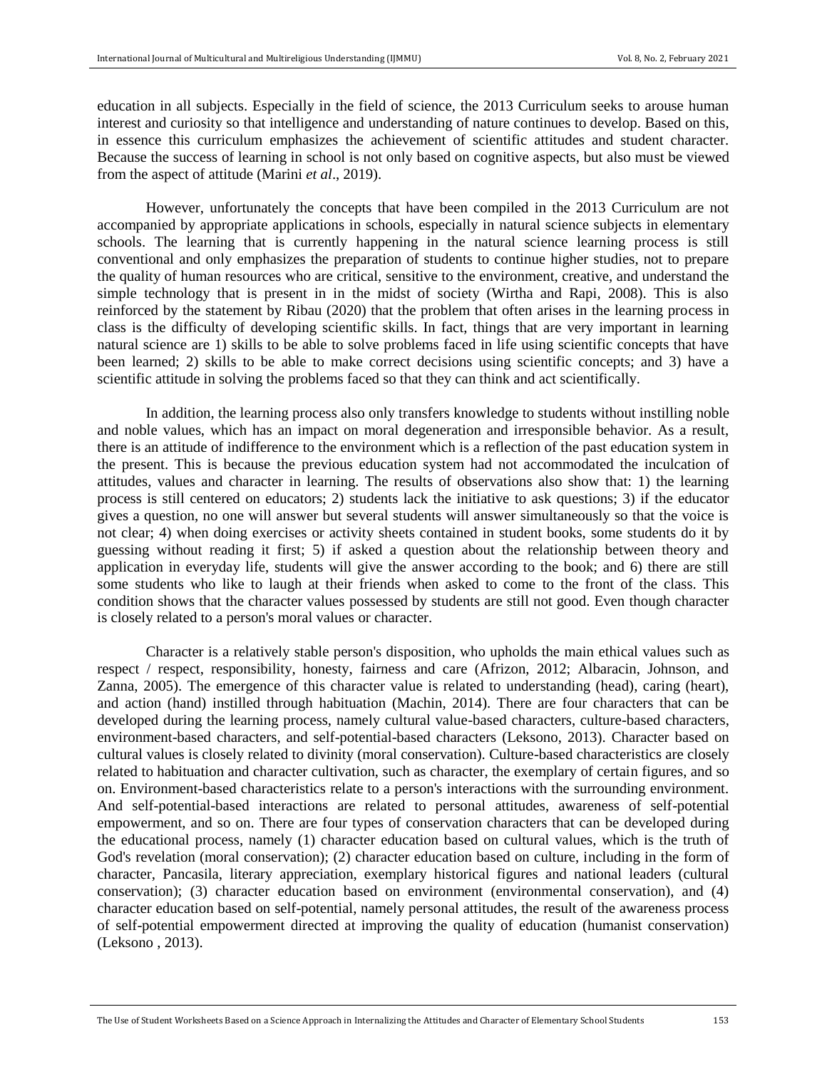education in all subjects. Especially in the field of science, the 2013 Curriculum seeks to arouse human interest and curiosity so that intelligence and understanding of nature continues to develop. Based on this, in essence this curriculum emphasizes the achievement of scientific attitudes and student character. Because the success of learning in school is not only based on cognitive aspects, but also must be viewed from the aspect of attitude (Marini *et al*., 2019).

However, unfortunately the concepts that have been compiled in the 2013 Curriculum are not accompanied by appropriate applications in schools, especially in natural science subjects in elementary schools. The learning that is currently happening in the natural science learning process is still conventional and only emphasizes the preparation of students to continue higher studies, not to prepare the quality of human resources who are critical, sensitive to the environment, creative, and understand the simple technology that is present in in the midst of society (Wirtha and Rapi, 2008). This is also reinforced by the statement by Ribau (2020) that the problem that often arises in the learning process in class is the difficulty of developing scientific skills. In fact, things that are very important in learning natural science are 1) skills to be able to solve problems faced in life using scientific concepts that have been learned; 2) skills to be able to make correct decisions using scientific concepts; and 3) have a scientific attitude in solving the problems faced so that they can think and act scientifically.

In addition, the learning process also only transfers knowledge to students without instilling noble and noble values, which has an impact on moral degeneration and irresponsible behavior. As a result, there is an attitude of indifference to the environment which is a reflection of the past education system in the present. This is because the previous education system had not accommodated the inculcation of attitudes, values and character in learning. The results of observations also show that: 1) the learning process is still centered on educators; 2) students lack the initiative to ask questions; 3) if the educator gives a question, no one will answer but several students will answer simultaneously so that the voice is not clear; 4) when doing exercises or activity sheets contained in student books, some students do it by guessing without reading it first; 5) if asked a question about the relationship between theory and application in everyday life, students will give the answer according to the book; and 6) there are still some students who like to laugh at their friends when asked to come to the front of the class. This condition shows that the character values possessed by students are still not good. Even though character is closely related to a person's moral values or character.

Character is a relatively stable person's disposition, who upholds the main ethical values such as respect / respect, responsibility, honesty, fairness and care (Afrizon, 2012; Albaracin, Johnson, and Zanna, 2005). The emergence of this character value is related to understanding (head), caring (heart), and action (hand) instilled through habituation (Machin, 2014). There are four characters that can be developed during the learning process, namely cultural value-based characters, culture-based characters, environment-based characters, and self-potential-based characters (Leksono, 2013). Character based on cultural values is closely related to divinity (moral conservation). Culture-based characteristics are closely related to habituation and character cultivation, such as character, the exemplary of certain figures, and so on. Environment-based characteristics relate to a person's interactions with the surrounding environment. And self-potential-based interactions are related to personal attitudes, awareness of self-potential empowerment, and so on. There are four types of conservation characters that can be developed during the educational process, namely (1) character education based on cultural values, which is the truth of God's revelation (moral conservation); (2) character education based on culture, including in the form of character, Pancasila, literary appreciation, exemplary historical figures and national leaders (cultural conservation); (3) character education based on environment (environmental conservation), and (4) character education based on self-potential, namely personal attitudes, the result of the awareness process of self-potential empowerment directed at improving the quality of education (humanist conservation) (Leksono , 2013).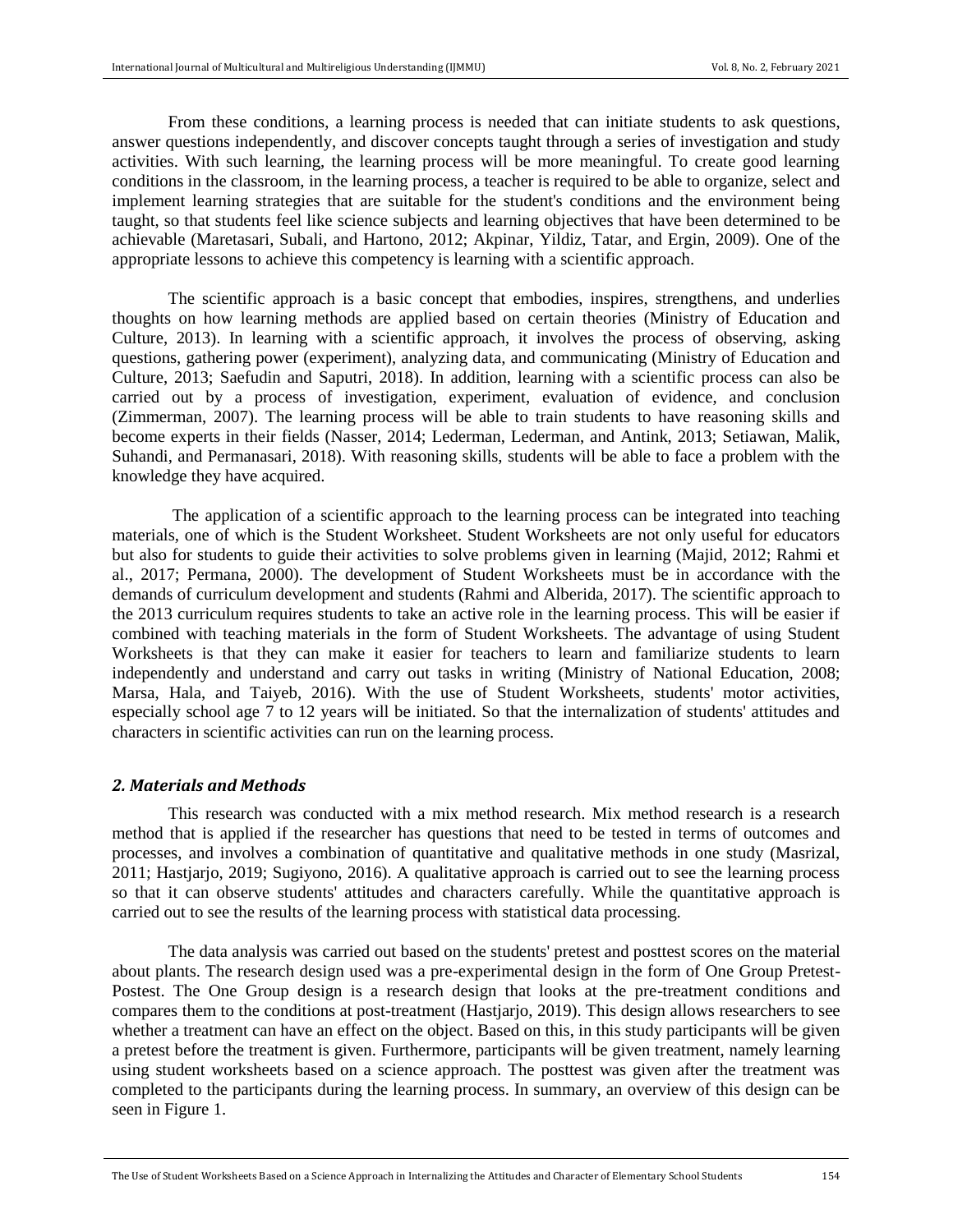From these conditions, a learning process is needed that can initiate students to ask questions, answer questions independently, and discover concepts taught through a series of investigation and study activities. With such learning, the learning process will be more meaningful. To create good learning conditions in the classroom, in the learning process, a teacher is required to be able to organize, select and implement learning strategies that are suitable for the student's conditions and the environment being taught, so that students feel like science subjects and learning objectives that have been determined to be achievable (Maretasari, Subali, and Hartono, 2012; Akpinar, Yildiz, Tatar, and Ergin, 2009). One of the appropriate lessons to achieve this competency is learning with a scientific approach.

The scientific approach is a basic concept that embodies, inspires, strengthens, and underlies thoughts on how learning methods are applied based on certain theories (Ministry of Education and Culture, 2013). In learning with a scientific approach, it involves the process of observing, asking questions, gathering power (experiment), analyzing data, and communicating (Ministry of Education and Culture, 2013; Saefudin and Saputri, 2018). In addition, learning with a scientific process can also be carried out by a process of investigation, experiment, evaluation of evidence, and conclusion (Zimmerman, 2007). The learning process will be able to train students to have reasoning skills and become experts in their fields (Nasser, 2014; Lederman, Lederman, and Antink, 2013; Setiawan, Malik, Suhandi, and Permanasari, 2018). With reasoning skills, students will be able to face a problem with the knowledge they have acquired.

The application of a scientific approach to the learning process can be integrated into teaching materials, one of which is the Student Worksheet. Student Worksheets are not only useful for educators but also for students to guide their activities to solve problems given in learning (Majid, 2012; Rahmi et al., 2017; Permana, 2000). The development of Student Worksheets must be in accordance with the demands of curriculum development and students (Rahmi and Alberida, 2017). The scientific approach to the 2013 curriculum requires students to take an active role in the learning process. This will be easier if combined with teaching materials in the form of Student Worksheets. The advantage of using Student Worksheets is that they can make it easier for teachers to learn and familiarize students to learn independently and understand and carry out tasks in writing (Ministry of National Education, 2008; Marsa, Hala, and Taiyeb, 2016). With the use of Student Worksheets, students' motor activities, especially school age 7 to 12 years will be initiated. So that the internalization of students' attitudes and characters in scientific activities can run on the learning process.

## *2. Materials and Methods*

This research was conducted with a mix method research. Mix method research is a research method that is applied if the researcher has questions that need to be tested in terms of outcomes and processes, and involves a combination of quantitative and qualitative methods in one study (Masrizal, 2011; Hastjarjo, 2019; Sugiyono, 2016). A qualitative approach is carried out to see the learning process so that it can observe students' attitudes and characters carefully. While the quantitative approach is carried out to see the results of the learning process with statistical data processing.

The data analysis was carried out based on the students' pretest and posttest scores on the material about plants. The research design used was a pre-experimental design in the form of One Group Pretest-Postest. The One Group design is a research design that looks at the pre-treatment conditions and compares them to the conditions at post-treatment (Hastjarjo, 2019). This design allows researchers to see whether a treatment can have an effect on the object. Based on this, in this study participants will be given a pretest before the treatment is given. Furthermore, participants will be given treatment, namely learning using student worksheets based on a science approach. The posttest was given after the treatment was completed to the participants during the learning process. In summary, an overview of this design can be seen in Figure 1.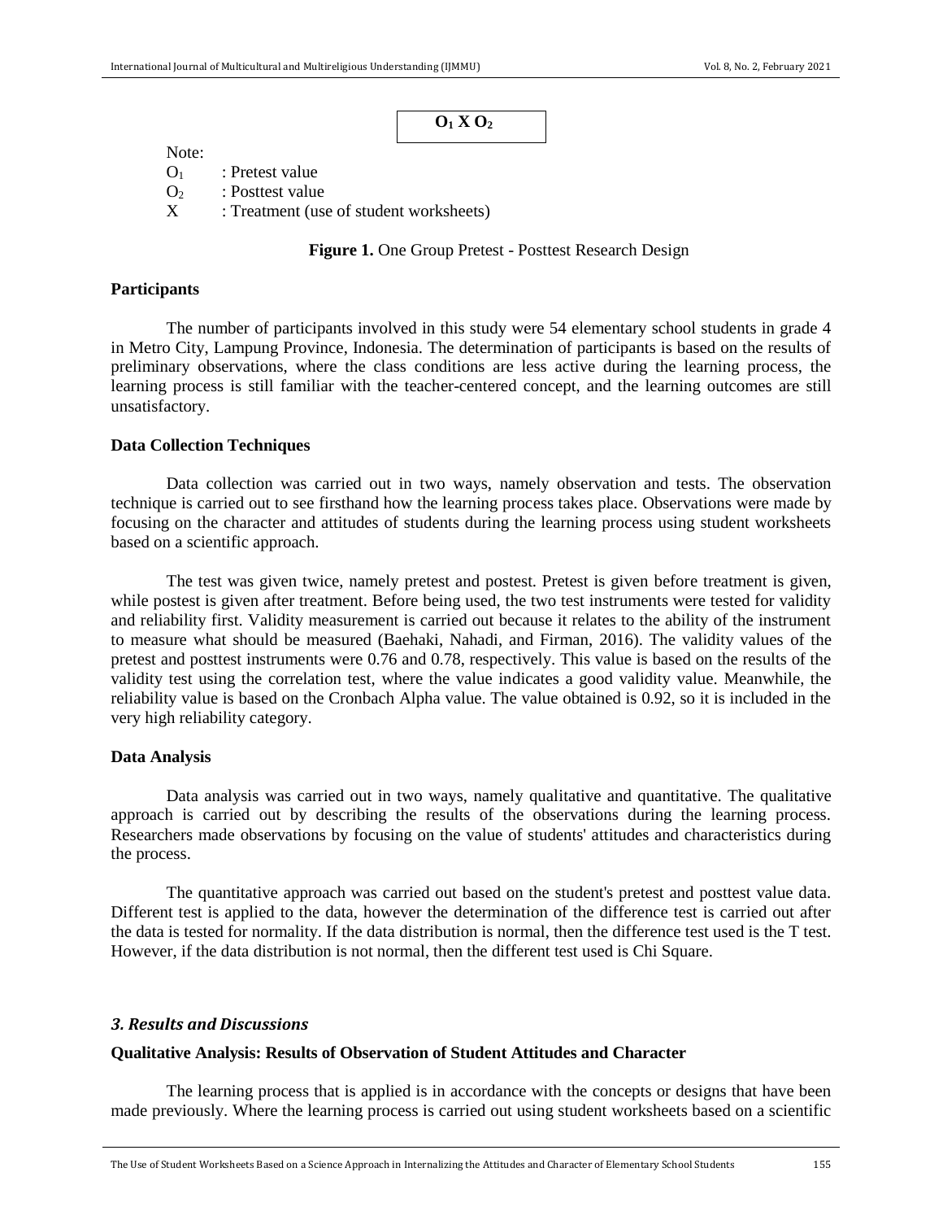$$O_1 \; X \; O_2$$

Note:

$O_1$ : Pretest value

$O_2$ : Posttest value

X : Treatment (use of student worksheets)

**Figure 1.** One Group Pretest - Posttest Research Design

### Participants

The number of participants involved in this study were 54 elementary school students in grade 4 in Metro City, Lampung Province, Indonesia. The determination of participants is based on the results of preliminary observations, where the class conditions are less active during the learning process, the learning process is still familiar with the teacher-centered concept, and the learning outcomes are still unsatisfactory.

### Data Collection Techniques

Data collection was carried out in two ways, namely observation and tests. The observation technique is carried out to see firsthand how the learning process takes place. Observations were made by focusing on the character and attitudes of students during the learning process using student worksheets based on a scientific approach.

The test was given twice, namely pretest and postest. Pretest is given before treatment is given, while postest is given after treatment. Before being used, the two test instruments were tested for validity and reliability first. Validity measurement is carried out because it relates to the ability of the instrument to measure what should be measured (Baehaki, Nahadi, and Firman, 2016). The validity values of the pretest and posttest instruments were 0.76 and 0.78, respectively. This value is based on the results of the validity test using the correlation test, where the value indicates a good validity value. Meanwhile, the reliability value is based on the Cronbach Alpha value. The value obtained is 0.92, so it is included in the very high reliability category.

### Data Analysis

Data analysis was carried out in two ways, namely qualitative and quantitative. The qualitative approach is carried out by describing the results of the observations during the learning process. Researchers made observations by focusing on the value of students' attitudes and characteristics during the process.

The quantitative approach was carried out based on the student's pretest and posttest value data. Different test is applied to the data, however the determination of the difference test is carried out after the data is tested for normality. If the data distribution is normal, then the difference test used is the T test. However, if the data distribution is not normal, then the different test used is Chi Square.

## *3. Results and Discussions*

### Qualitative Analysis: Results of Observation of Student Attitudes and Character

The learning process that is applied is in accordance with the concepts or designs that have been made previously. Where the learning process is carried out using student worksheets based on a scientific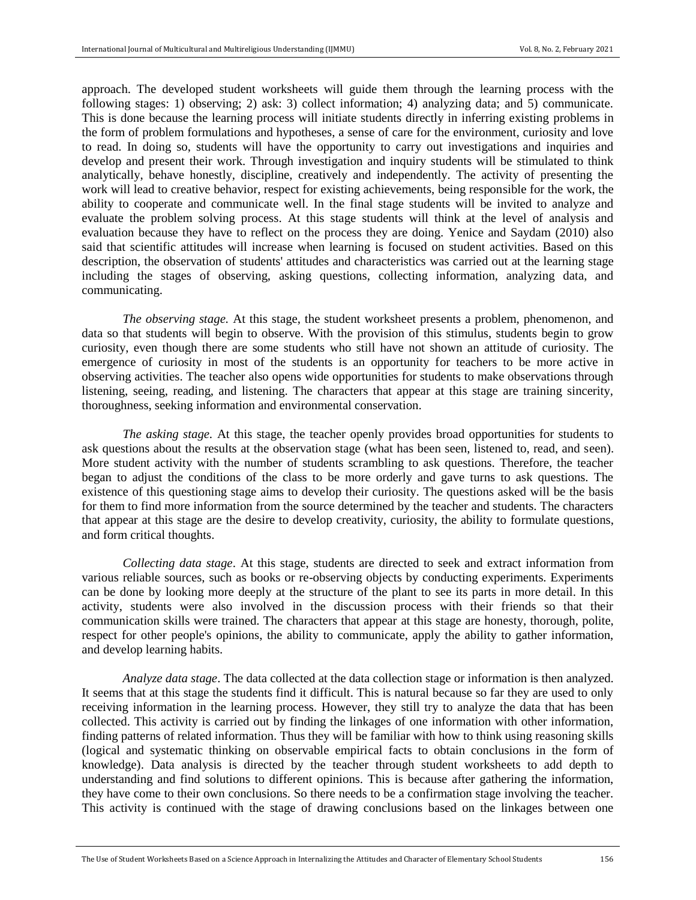approach. The developed student worksheets will guide them through the learning process with the following stages: 1) observing; 2) ask: 3) collect information; 4) analyzing data; and 5) communicate. This is done because the learning process will initiate students directly in inferring existing problems in the form of problem formulations and hypotheses, a sense of care for the environment, curiosity and love to read. In doing so, students will have the opportunity to carry out investigations and inquiries and develop and present their work. Through investigation and inquiry students will be stimulated to think analytically, behave honestly, discipline, creatively and independently. The activity of presenting the work will lead to creative behavior, respect for existing achievements, being responsible for the work, the ability to cooperate and communicate well. In the final stage students will be invited to analyze and evaluate the problem solving process. At this stage students will think at the level of analysis and evaluation because they have to reflect on the process they are doing. Yenice and Saydam (2010) also said that scientific attitudes will increase when learning is focused on student activities. Based on this description, the observation of students' attitudes and characteristics was carried out at the learning stage including the stages of observing, asking questions, collecting information, analyzing data, and communicating.

*The observing stage.* At this stage, the student worksheet presents a problem, phenomenon, and data so that students will begin to observe. With the provision of this stimulus, students begin to grow curiosity, even though there are some students who still have not shown an attitude of curiosity. The emergence of curiosity in most of the students is an opportunity for teachers to be more active in observing activities. The teacher also opens wide opportunities for students to make observations through listening, seeing, reading, and listening. The characters that appear at this stage are training sincerity, thoroughness, seeking information and environmental conservation.

*The asking stage.* At this stage, the teacher openly provides broad opportunities for students to ask questions about the results at the observation stage (what has been seen, listened to, read, and seen). More student activity with the number of students scrambling to ask questions. Therefore, the teacher began to adjust the conditions of the class to be more orderly and gave turns to ask questions. The existence of this questioning stage aims to develop their curiosity. The questions asked will be the basis for them to find more information from the source determined by the teacher and students. The characters that appear at this stage are the desire to develop creativity, curiosity, the ability to formulate questions, and form critical thoughts.

*Collecting data stage*. At this stage, students are directed to seek and extract information from various reliable sources, such as books or re-observing objects by conducting experiments. Experiments can be done by looking more deeply at the structure of the plant to see its parts in more detail. In this activity, students were also involved in the discussion process with their friends so that their communication skills were trained. The characters that appear at this stage are honesty, thorough, polite, respect for other people's opinions, the ability to communicate, apply the ability to gather information, and develop learning habits.

*Analyze data stage*. The data collected at the data collection stage or information is then analyzed. It seems that at this stage the students find it difficult. This is natural because so far they are used to only receiving information in the learning process. However, they still try to analyze the data that has been collected. This activity is carried out by finding the linkages of one information with other information, finding patterns of related information. Thus they will be familiar with how to think using reasoning skills (logical and systematic thinking on observable empirical facts to obtain conclusions in the form of knowledge). Data analysis is directed by the teacher through student worksheets to add depth to understanding and find solutions to different opinions. This is because after gathering the information, they have come to their own conclusions. So there needs to be a confirmation stage involving the teacher. This activity is continued with the stage of drawing conclusions based on the linkages between one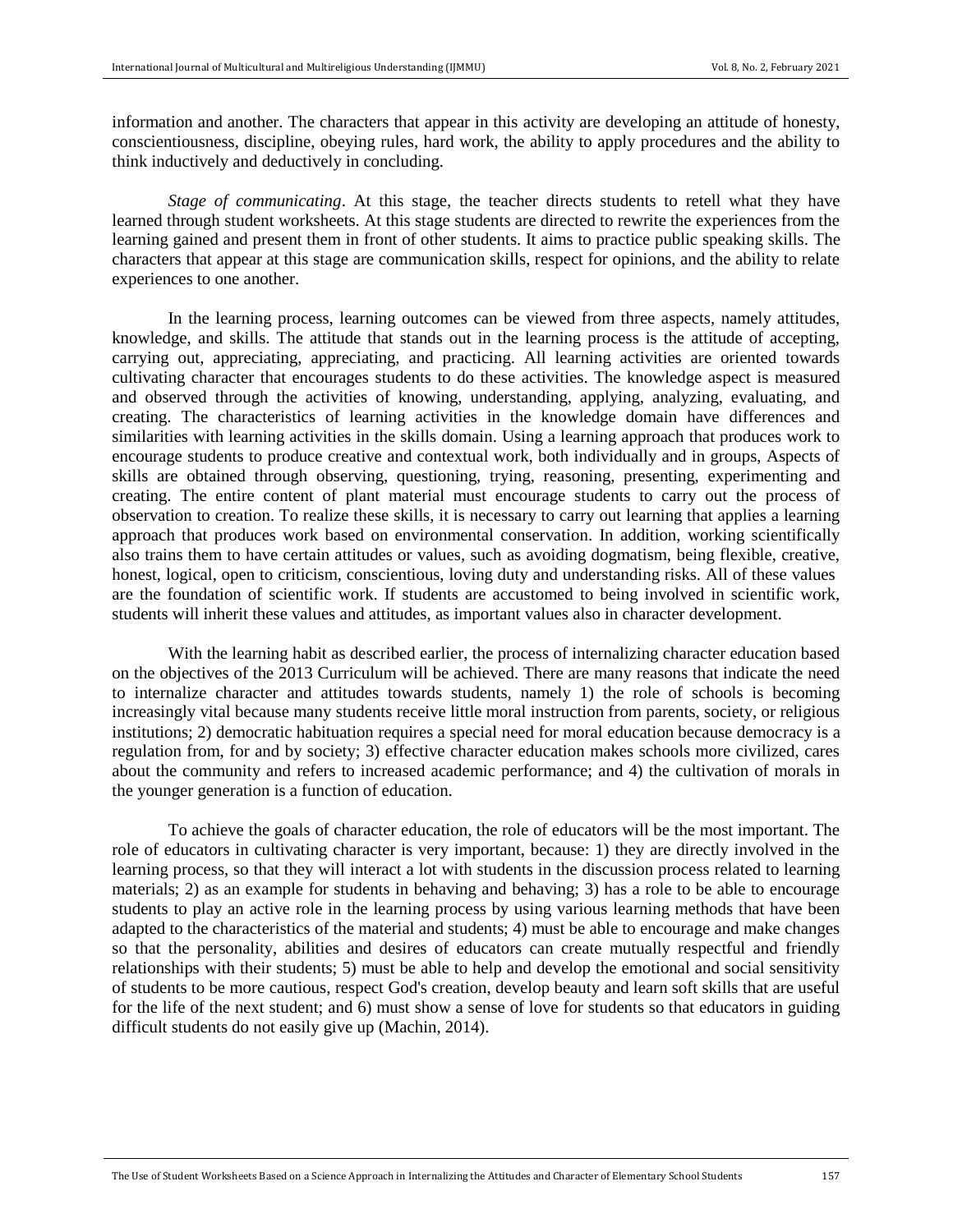information and another. The characters that appear in this activity are developing an attitude of honesty, conscientiousness, discipline, obeying rules, hard work, the ability to apply procedures and the ability to think inductively and deductively in concluding.

*Stage of communicating*. At this stage, the teacher directs students to retell what they have learned through student worksheets. At this stage students are directed to rewrite the experiences from the learning gained and present them in front of other students. It aims to practice public speaking skills. The characters that appear at this stage are communication skills, respect for opinions, and the ability to relate experiences to one another.

In the learning process, learning outcomes can be viewed from three aspects, namely attitudes, knowledge, and skills. The attitude that stands out in the learning process is the attitude of accepting, carrying out, appreciating, appreciating, and practicing. All learning activities are oriented towards cultivating character that encourages students to do these activities. The knowledge aspect is measured and observed through the activities of knowing, understanding, applying, analyzing, evaluating, and creating. The characteristics of learning activities in the knowledge domain have differences and similarities with learning activities in the skills domain. Using a learning approach that produces work to encourage students to produce creative and contextual work, both individually and in groups, Aspects of skills are obtained through observing, questioning, trying, reasoning, presenting, experimenting and creating. The entire content of plant material must encourage students to carry out the process of observation to creation. To realize these skills, it is necessary to carry out learning that applies a learning approach that produces work based on environmental conservation. In addition, working scientifically also trains them to have certain attitudes or values, such as avoiding dogmatism, being flexible, creative, honest, logical, open to criticism, conscientious, loving duty and understanding risks. All of these values are the foundation of scientific work. If students are accustomed to being involved in scientific work, students will inherit these values and attitudes, as important values also in character development.

With the learning habit as described earlier, the process of internalizing character education based on the objectives of the 2013 Curriculum will be achieved. There are many reasons that indicate the need to internalize character and attitudes towards students, namely 1) the role of schools is becoming increasingly vital because many students receive little moral instruction from parents, society, or religious institutions; 2) democratic habituation requires a special need for moral education because democracy is a regulation from, for and by society; 3) effective character education makes schools more civilized, cares about the community and refers to increased academic performance; and 4) the cultivation of morals in the younger generation is a function of education.

To achieve the goals of character education, the role of educators will be the most important. The role of educators in cultivating character is very important, because: 1) they are directly involved in the learning process, so that they will interact a lot with students in the discussion process related to learning materials; 2) as an example for students in behaving and behaving; 3) has a role to be able to encourage students to play an active role in the learning process by using various learning methods that have been adapted to the characteristics of the material and students; 4) must be able to encourage and make changes so that the personality, abilities and desires of educators can create mutually respectful and friendly relationships with their students; 5) must be able to help and develop the emotional and social sensitivity of students to be more cautious, respect God's creation, develop beauty and learn soft skills that are useful for the life of the next student; and 6) must show a sense of love for students so that educators in guiding difficult students do not easily give up (Machin, 2014).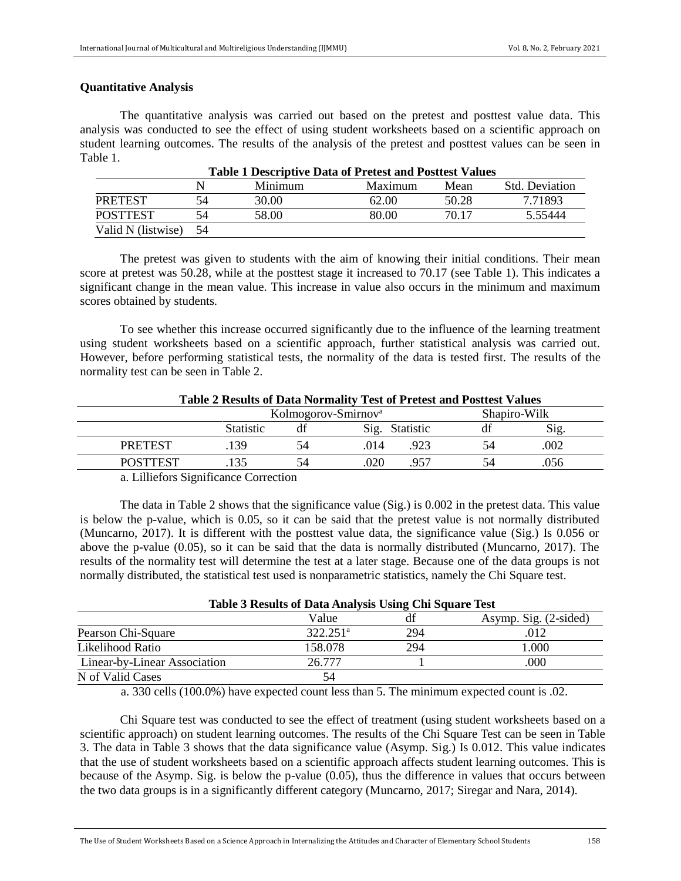**Quantitative Analysis**

The quantitative analysis was carried out based on the pretest and posttest value data. This analysis was conducted to see the effect of using student worksheets based on a scientific approach on student learning outcomes. The results of the analysis of the pretest and posttest values can be seen in Table 1.

**Table 1 Descriptive Data of Pretest and Posttest Values**

| | N | Minimum | Maximum | Mean | Std. Deviation |
|---|---|---|---|---|---|
| PRETEST | 54 | 30.00 | 62.00 | 50.28 | 7.71893 |
| POSTTEST | 54 | 58.00 | 80.00 | 70.17 | 5.55444 |
| Valid N (listwise) | 54 | | | | |

The pretest was given to students with the aim of knowing their initial conditions. Their mean score at pretest was 50.28, while at the posttest stage it increased to 70.17 (see Table 1). This indicates a significant change in the mean value. This increase in value also occurs in the minimum and maximum scores obtained by students.

To see whether this increase occurred significantly due to the influence of the learning treatment using student worksheets based on a scientific approach, further statistical analysis was carried out. However, before performing statistical tests, the normality of the data is tested first. The results of the normality test can be seen in Table 2.

**Table 2 Results of Data Normality Test of Pretest and Posttest Values**

| | Kolmogorov-Smirnov[a] | | | Shapiro-Wilk | | |
|---|---|---|---|---|---|---|
| | Statistic | df | Sig. | Statistic | df | Sig. |
| PRETEST | .139 | 54 | .014 | .923 | 54 | .002 |
| POSTTEST | .135 | 54 | .020 | .957 | 54 | .056 |

a. Lilliefors Significance Correction

The data in Table 2 shows that the significance value (Sig.) is 0.002 in the pretest data. This value is below the p-value, which is 0.05, so it can be said that the pretest value is not normally distributed (Muncarno, 2017). It is different with the posttest value data, the significance value (Sig.) Is 0.056 or above the p-value (0.05), so it can be said that the data is normally distributed (Muncarno, 2017). The results of the normality test will determine the test at a later stage. Because one of the data groups is not normally distributed, the statistical test used is nonparametric statistics, namely the Chi Square test.

**Table 3 Results of Data Analysis Using Chi Square Test**

| | Value | df | Asymp. Sig. (2-sided) |
|---|---|---|---|
| Pearson Chi-Square | 322.251[a] | 294 | .012 |
| Likelihood Ratio | 158.078 | 294 | 1.000 |
| Linear-by-Linear Association | 26.777 | 1 | .000 |
| N of Valid Cases | 54 | | |

a. 330 cells (100.0%) have expected count less than 5. The minimum expected count is .02.

Chi Square test was conducted to see the effect of treatment (using student worksheets based on a scientific approach) on student learning outcomes. The results of the Chi Square Test can be seen in Table 3. The data in Table 3 shows that the data significance value (Asymp. Sig.) Is 0.012. This value indicates that the use of student worksheets based on a scientific approach affects student learning outcomes. This is because of the Asymp. Sig. is below the p-value (0.05), thus the difference in values that occurs between the two data groups is in a significantly different category (Muncarno, 2017; Siregar and Nara, 2014).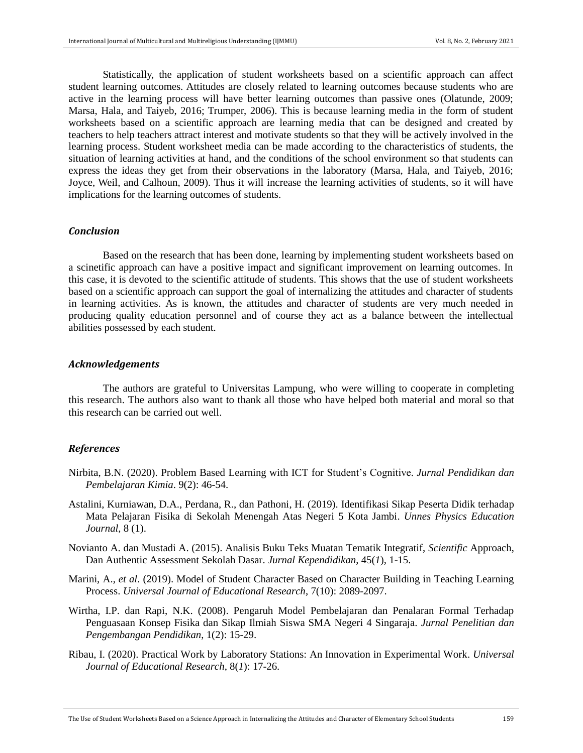Statistically, the application of student worksheets based on a scientific approach can affect student learning outcomes. Attitudes are closely related to learning outcomes because students who are active in the learning process will have better learning outcomes than passive ones (Olatunde, 2009; Marsa, Hala, and Taiyeb, 2016; Trumper, 2006). This is because learning media in the form of student worksheets based on a scientific approach are learning media that can be designed and created by teachers to help teachers attract interest and motivate students so that they will be actively involved in the learning process. Student worksheet media can be made according to the characteristics of students, the situation of learning activities at hand, and the conditions of the school environment so that students can express the ideas they get from their observations in the laboratory (Marsa, Hala, and Taiyeb, 2016; Joyce, Weil, and Calhoun, 2009). Thus it will increase the learning activities of students, so it will have implications for the learning outcomes of students.

## *Conclusion*

Based on the research that has been done, learning by implementing student worksheets based on a scinetific approach can have a positive impact and significant improvement on learning outcomes. In this case, it is devoted to the scientific attitude of students. This shows that the use of student worksheets based on a scientific approach can support the goal of internalizing the attitudes and character of students in learning activities. As is known, the attitudes and character of students are very much needed in producing quality education personnel and of course they act as a balance between the intellectual abilities possessed by each student.

## *Acknowledgements*

The authors are grateful to Universitas Lampung, who were willing to cooperate in completing this research. The authors also want to thank all those who have helped both material and moral so that this research can be carried out well.

## *References*

Nirbita, B.N. (2020). Problem Based Learning with ICT for Student's Cognitive. *Jurnal Pendidikan dan Pembelajaran Kimia*. 9(2): 46-54.

Astalini, Kurniawan, D.A., Perdana, R., dan Pathoni, H. (2019). Identifikasi Sikap Peserta Didik terhadap Mata Pelajaran Fisika di Sekolah Menengah Atas Negeri 5 Kota Jambi. *Unnes Physics Education Journal*, 8 (1).

Novianto A. dan Mustadi A. (2015). Analisis Buku Teks Muatan Tematik Integratif, *Scientific* Approach, Dan Authentic Assessment Sekolah Dasar. *Jurnal Kependidikan*, 45(*1*), 1-15.

Marini, A., *et al*. (2019). Model of Student Character Based on Character Building in Teaching Learning Process. *Universal Journal of Educational Research*, 7(10): 2089-2097.

Wirtha, I.P. dan Rapi, N.K. (2008). Pengaruh Model Pembelajaran dan Penalaran Formal Terhadap Penguasaan Konsep Fisika dan Sikap Ilmiah Siswa SMA Negeri 4 Singaraja. *Jurnal Penelitian dan Pengembangan Pendidikan*, 1(2): 15-29.

Ribau, I. (2020). Practical Work by Laboratory Stations: An Innovation in Experimental Work. *Universal Journal of Educational Research*, 8(*1*): 17-26.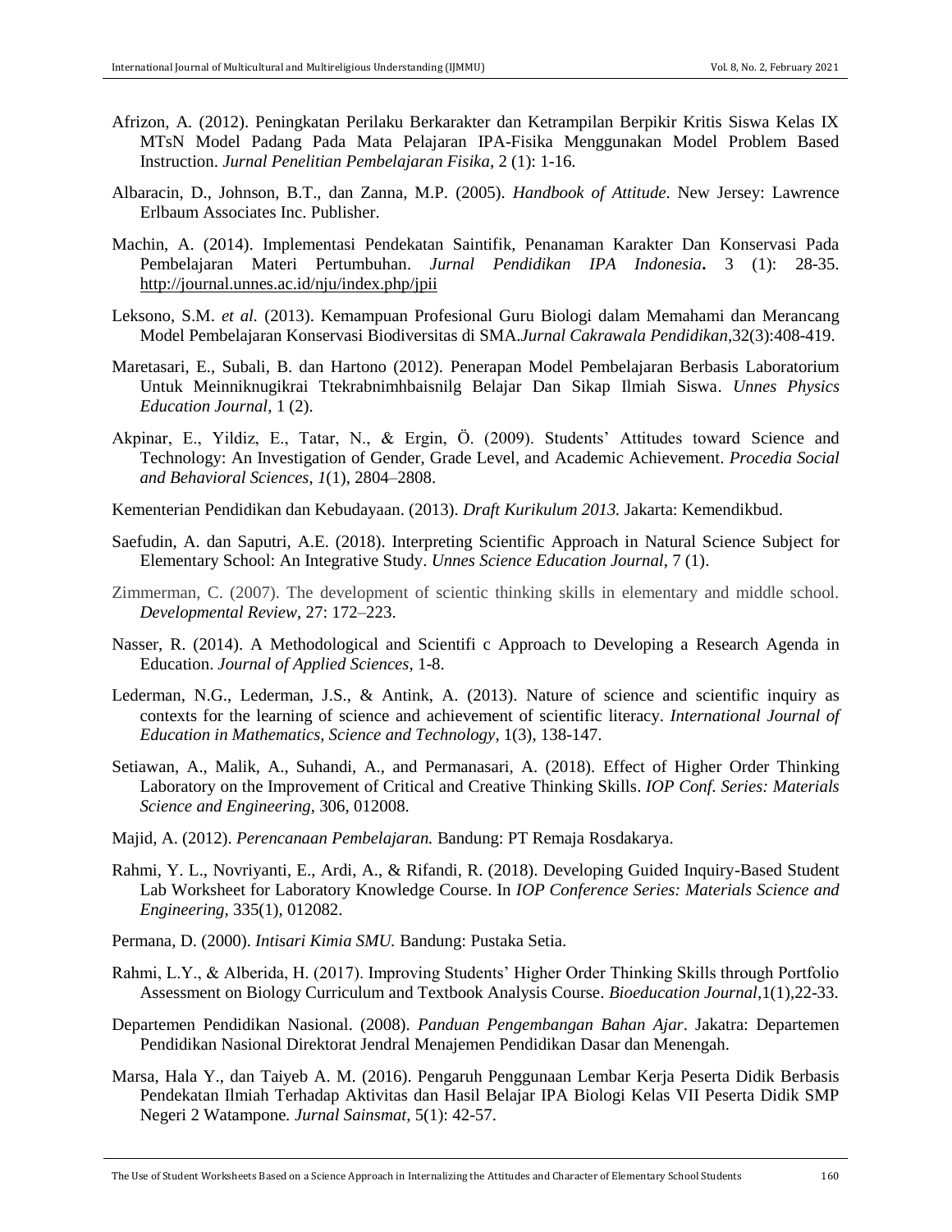Afrizon, A. (2012). Peningkatan Perilaku Berkarakter dan Ketrampilan Berpikir Kritis Siswa Kelas IX MTsN Model Padang Pada Mata Pelajaran IPA-Fisika Menggunakan Model Problem Based Instruction. *Jurnal Penelitian Pembelajaran Fisika*, 2 (1): 1-16.

Albaracin, D., Johnson, B.T., dan Zanna, M.P. (2005). *Handbook of Attitude*. New Jersey: Lawrence Erlbaum Associates Inc. Publisher.

Machin, A. (2014). Implementasi Pendekatan Saintifik, Penanaman Karakter Dan Konservasi Pada Pembelajaran Materi Pertumbuhan. *Jurnal Pendidikan IPA Indonesia***.** 3 (1): 28-35. http://journal.unnes.ac.id/nju/index.php/jpii

Leksono, S.M. *et al.* (2013). Kemampuan Profesional Guru Biologi dalam Memahami dan Merancang Model Pembelajaran Konservasi Biodiversitas di SMA.*Jurnal Cakrawala Pendidikan*,32(3):408-419.

Maretasari, E., Subali, B. dan Hartono (2012). Penerapan Model Pembelajaran Berbasis Laboratorium Untuk Meinniknugikrai Ttekrabnimhbaisnilg Belajar Dan Sikap Ilmiah Siswa. *Unnes Physics Education Journal*, 1 (2).

Akpinar, E., Yildiz, E., Tatar, N., & Ergin, Ö. (2009). Students' Attitudes toward Science and Technology: An Investigation of Gender, Grade Level, and Academic Achievement. *Procedia Social and Behavioral Sciences*, *1*(1), 2804–2808.

Kementerian Pendidikan dan Kebudayaan. (2013). *Draft Kurikulum 2013.* Jakarta: Kemendikbud.

Saefudin, A. dan Saputri, A.E. (2018). Interpreting Scientific Approach in Natural Science Subject for Elementary School: An Integrative Study. *Unnes Science Education Journal*, 7 (1).

Zimmerman, C. (2007). The development of scientic thinking skills in elementary and middle school. *Developmental Review,* 27: 172–223.

Nasser, R. (2014). A Methodological and Scientifi c Approach to Developing a Research Agenda in Education. *Journal of Applied Sciences*, 1-8.

Lederman, N.G., Lederman, J.S., & Antink, A. (2013). Nature of science and scientific inquiry as contexts for the learning of science and achievement of scientific literacy. *International Journal of Education in Mathematics, Science and Technology*, 1(3), 138-147.

Setiawan, A., Malik, A., Suhandi, A., and Permanasari, A. (2018). Effect of Higher Order Thinking Laboratory on the Improvement of Critical and Creative Thinking Skills. *IOP Conf. Series: Materials Science and Engineering*, 306, 012008.

Majid, A. (2012). *Perencanaan Pembelajaran.* Bandung: PT Remaja Rosdakarya.

Rahmi, Y. L., Novriyanti, E., Ardi, A., & Rifandi, R. (2018). Developing Guided Inquiry-Based Student Lab Worksheet for Laboratory Knowledge Course. In *IOP Conference Series: Materials Science and Engineering,* 335(1), 012082.

Permana, D. (2000). *Intisari Kimia SMU.* Bandung: Pustaka Setia.

Rahmi, L.Y., & Alberida, H. (2017). Improving Students' Higher Order Thinking Skills through Portfolio Assessment on Biology Curriculum and Textbook Analysis Course. *Bioeducation Journal*,1(1),22-33.

Departemen Pendidikan Nasional. (2008). *Panduan Pengembangan Bahan Ajar*. Jakatra: Departemen Pendidikan Nasional Direktorat Jendral Menajemen Pendidikan Dasar dan Menengah.

Marsa, Hala Y., dan Taiyeb A. M. (2016). Pengaruh Penggunaan Lembar Kerja Peserta Didik Berbasis Pendekatan Ilmiah Terhadap Aktivitas dan Hasil Belajar IPA Biologi Kelas VII Peserta Didik SMP Negeri 2 Watampone*. Jurnal Sainsmat*, 5(1): 42-57.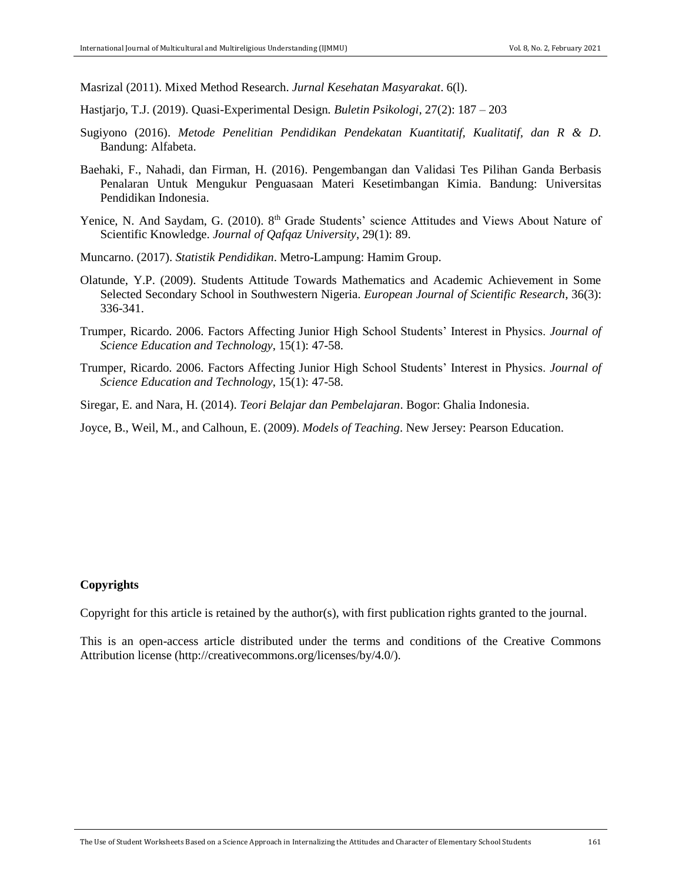Masrizal (2011). Mixed Method Research. *Jurnal Kesehatan Masyarakat*. 6(l).

Hastjarjo, T.J. (2019). Quasi-Experimental Design. *Buletin Psikologi*, 27(2): 187 – 203

Sugiyono (2016). *Metode Penelitian Pendidikan Pendekatan Kuantitatif, Kualitatif, dan R & D*. Bandung: Alfabeta.

Baehaki, F., Nahadi, dan Firman, H. (2016). Pengembangan dan Validasi Tes Pilihan Ganda Berbasis Penalaran Untuk Mengukur Penguasaan Materi Kesetimbangan Kimia. Bandung: Universitas Pendidikan Indonesia.

Yenice, N. And Saydam, G. (2010). 8th Grade Students' science Attitudes and Views About Nature of Scientific Knowledge. *Journal of Qafqaz University*, 29(1): 89.

Muncarno. (2017). *Statistik Pendidikan*. Metro-Lampung: Hamim Group.

Olatunde, Y.P. (2009). Students Attitude Towards Mathematics and Academic Achievement in Some Selected Secondary School in Southwestern Nigeria. *European Journal of Scientific Research*, 36(3): 336-341.

Trumper, Ricardo. 2006. Factors Affecting Junior High School Students' Interest in Physics. *Journal of Science Education and Technology*, 15(1): 47-58.

Trumper, Ricardo. 2006. Factors Affecting Junior High School Students' Interest in Physics. *Journal of Science Education and Technology*, 15(1): 47-58.

Siregar, E. and Nara, H. (2014). *Teori Belajar dan Pembelajaran*. Bogor: Ghalia Indonesia.

Joyce, B., Weil, M., and Calhoun, E. (2009). *Models of Teaching*. New Jersey: Pearson Education.

**Copyrights**

Copyright for this article is retained by the author(s), with first publication rights granted to the journal.

This is an open-access article distributed under the terms and conditions of the Creative Commons Attribution license (http://creativecommons.org/licenses/by/4.0/).